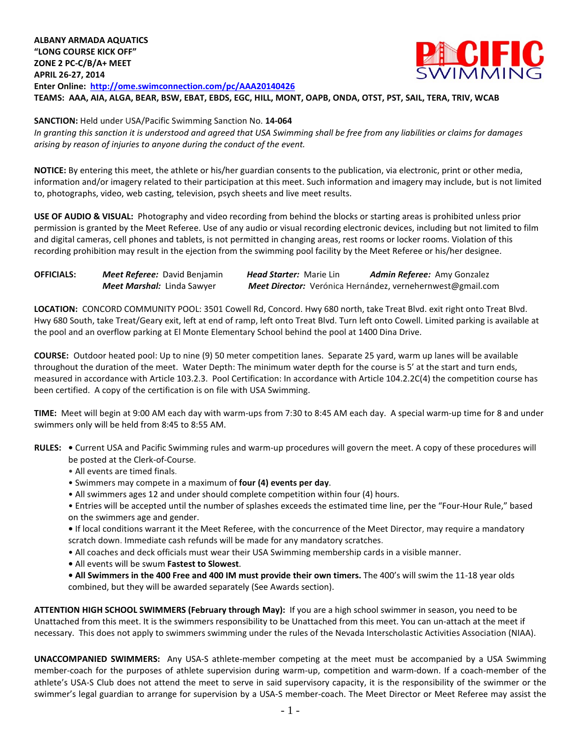**ALBANY ARMADA AQUATICS**
**"LONG COURSE KICK OFF"**
**ZONE 2 PC-C/B/A+ MEET**
**APRIL 26-27, 2014**
**Enter Online: [http://ome.swimconnection.com/pc/AAA20140426](http://ome.swimconnection.com/pc/AAA20140426)**
**TEAMS: AAA, AIA, ALGA, BEAR, BSW, EBAT, EBDS, EGC, HILL, MONT, OAPB, ONDA, OTST, PST, SAIL, TERA, TRIV, WCAB**

**SANCTION:** Held under USA/Pacific Swimming Sanction No. **14-064**
*In granting this sanction it is understood and agreed that USA Swimming shall be free from any liabilities or claims for damages arising by reason of injuries to anyone during the conduct of the event.*

**NOTICE:** By entering this meet, the athlete or his/her guardian consents to the publication, via electronic, print or other media, information and/or imagery related to their participation at this meet. Such information and imagery may include, but is not limited to, photographs, video, web casting, television, psych sheets and live meet results.

**USE OF AUDIO & VISUAL:** Photography and video recording from behind the blocks or starting areas is prohibited unless prior permission is granted by the Meet Referee. Use of any audio or visual recording electronic devices, including but not limited to film and digital cameras, cell phones and tablets, is not permitted in changing areas, rest rooms or locker rooms. Violation of this recording prohibition may result in the ejection from the swimming pool facility by the Meet Referee or his/her designee.

**OFFICIALS:** ***Meet Referee:*** David Benjamin ***Head Starter:*** Marie Lin ***Admin Referee:*** Amy Gonzalez
***Meet Marshal:*** Linda Sawyer ***Meet Director:*** Verónica Hernández, vernehernwest@gmail.com

**LOCATION:** CONCORD COMMUNITY POOL: 3501 Cowell Rd, Concord. Hwy 680 north, take Treat Blvd. exit right onto Treat Blvd. Hwy 680 South, take Treat/Geary exit, left at end of ramp, left onto Treat Blvd. Turn left onto Cowell. Limited parking is available at the pool and an overflow parking at El Monte Elementary School behind the pool at 1400 Dina Drive.

**COURSE:** Outdoor heated pool: Up to nine (9) 50 meter competition lanes. Separate 25 yard, warm up lanes will be available throughout the duration of the meet. Water Depth: The minimum water depth for the course is 5' at the start and turn ends, measured in accordance with Article 103.2.3. Pool Certification: In accordance with Article 104.2.2C(4) the competition course has been certified. A copy of the certification is on file with USA Swimming.

**TIME:** Meet will begin at 9:00 AM each day with warm-ups from 7:30 to 8:45 AM each day. A special warm-up time for 8 and under swimmers only will be held from 8:45 to 8:55 AM.

**RULES:**
- Current USA and Pacific Swimming rules and warm-up procedures will govern the meet. A copy of these procedures will be posted at the Clerk-of-Course.
- All events are timed finals.
- Swimmers may compete in a maximum of **four (4) events per day**.
- All swimmers ages 12 and under should complete competition within four (4) hours.
- Entries will be accepted until the number of splashes exceeds the estimated time line, per the "Four-Hour Rule," based on the swimmers age and gender.
- If local conditions warrant it the Meet Referee, with the concurrence of the Meet Director, may require a mandatory scratch down. Immediate cash refunds will be made for any mandatory scratches.
- All coaches and deck officials must wear their USA Swimming membership cards in a visible manner.
- All events will be swum **Fastest to Slowest**.
- **All Swimmers in the 400 Free and 400 IM must provide their own timers.** The 400's will swim the 11-18 year olds combined, but they will be awarded separately (See Awards section).

**ATTENTION HIGH SCHOOL SWIMMERS (February through May):** If you are a high school swimmer in season, you need to be Unattached from this meet. It is the swimmers responsibility to be Unattached from this meet. You can un-attach at the meet if necessary. This does not apply to swimmers swimming under the rules of the Nevada Interscholastic Activities Association (NIAA).

**UNACCOMPANIED SWIMMERS:** Any USA-S athlete-member competing at the meet must be accompanied by a USA Swimming member-coach for the purposes of athlete supervision during warm-up, competition and warm-down. If a coach-member of the athlete's USA-S Club does not attend the meet to serve in said supervisory capacity, it is the responsibility of the swimmer or the swimmer's legal guardian to arrange for supervision by a USA-S member-coach. The Meet Director or Meet Referee may assist the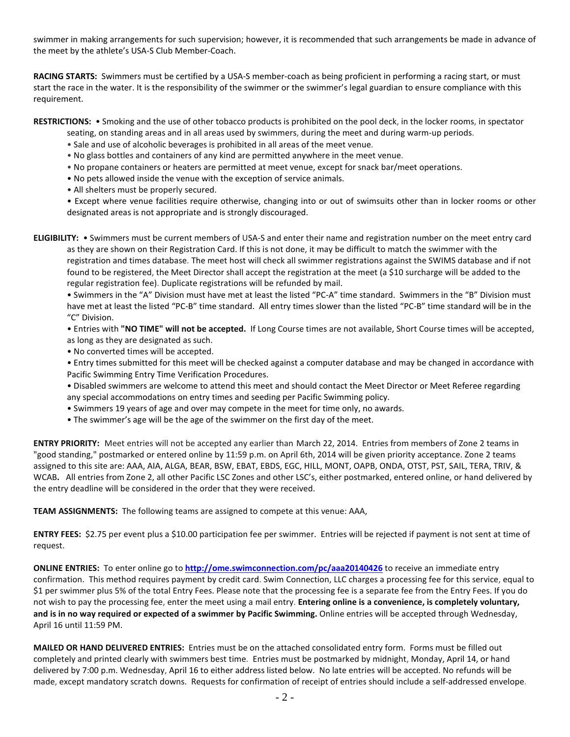swimmer in making arrangements for such supervision; however, it is recommended that such arrangements be made in advance of the meet by the athlete's USA-S Club Member-Coach.

**RACING STARTS:** Swimmers must be certified by a USA-S member-coach as being proficient in performing a racing start, or must start the race in the water. It is the responsibility of the swimmer or the swimmer's legal guardian to ensure compliance with this requirement.

**RESTRICTIONS:** • Smoking and the use of other tobacco products is prohibited on the pool deck, in the locker rooms, in spectator seating, on standing areas and in all areas used by swimmers, during the meet and during warm-up periods.

- Sale and use of alcoholic beverages is prohibited in all areas of the meet venue.
- No glass bottles and containers of any kind are permitted anywhere in the meet venue.
- No propane containers or heaters are permitted at meet venue, except for snack bar/meet operations.
- No pets allowed inside the venue with the exception of service animals.
- All shelters must be properly secured.
- Except where venue facilities require otherwise, changing into or out of swimsuits other than in locker rooms or other designated areas is not appropriate and is strongly discouraged.

**ELIGIBILITY:** • Swimmers must be current members of USA-S and enter their name and registration number on the meet entry card as they are shown on their Registration Card. If this is not done, it may be difficult to match the swimmer with the registration and times database. The meet host will check all swimmer registrations against the SWIMS database and if not found to be registered, the Meet Director shall accept the registration at the meet (a $10 surcharge will be added to the regular registration fee). Duplicate registrations will be refunded by mail.

- Swimmers in the "A" Division must have met at least the listed "PC-A" time standard. Swimmers in the "B" Division must have met at least the listed "PC-B" time standard. All entry times slower than the listed "PC-B" time standard will be in the "C" Division.
- Entries with **"NO TIME" will not be accepted.** If Long Course times are not available, Short Course times will be accepted, as long as they are designated as such.
- No converted times will be accepted.
- Entry times submitted for this meet will be checked against a computer database and may be changed in accordance with Pacific Swimming Entry Time Verification Procedures.
- Disabled swimmers are welcome to attend this meet and should contact the Meet Director or Meet Referee regarding any special accommodations on entry times and seeding per Pacific Swimming policy.
- Swimmers 19 years of age and over may compete in the meet for time only, no awards.
- The swimmer's age will be the age of the swimmer on the first day of the meet.

**ENTRY PRIORITY:** Meet entries will not be accepted any earlier than March 22, 2014. Entries from members of Zone 2 teams in "good standing," postmarked or entered online by 11:59 p.m. on April 6th, 2014 will be given priority acceptance. Zone 2 teams assigned to this site are: AAA, AIA, ALGA, BEAR, BSW, EBAT, EBDS, EGC, HILL, MONT, OAPB, ONDA, OTST, PST, SAIL, TERA, TRIV, & WCAB**.** All entries from Zone 2, all other Pacific LSC Zones and other LSC's, either postmarked, entered online, or hand delivered by the entry deadline will be considered in the order that they were received.

**TEAM ASSIGNMENTS:** The following teams are assigned to compete at this venue: AAA,

**ENTRY FEES:** $2.75 per event plus a $10.00 participation fee per swimmer. Entries will be rejected if payment is not sent at time of request.

**ONLINE ENTRIES:** To enter online go to **http://ome.swimconnection.com/pc/aaa20140426** to receive an immediate entry confirmation. This method requires payment by credit card. Swim Connection, LLC charges a processing fee for this service, equal to $1 per swimmer plus 5% of the total Entry Fees. Please note that the processing fee is a separate fee from the Entry Fees. If you do not wish to pay the processing fee, enter the meet using a mail entry. **Entering online is a convenience, is completely voluntary, and is in no way required or expected of a swimmer by Pacific Swimming.** Online entries will be accepted through Wednesday, April 16 until 11:59 PM.

**MAILED OR HAND DELIVERED ENTRIES:** Entries must be on the attached consolidated entry form. Forms must be filled out completely and printed clearly with swimmers best time. Entries must be postmarked by midnight, Monday, April 14, or hand delivered by 7:00 p.m. Wednesday, April 16 to either address listed below. No late entries will be accepted. No refunds will be made, except mandatory scratch downs. Requests for confirmation of receipt of entries should include a self-addressed envelope.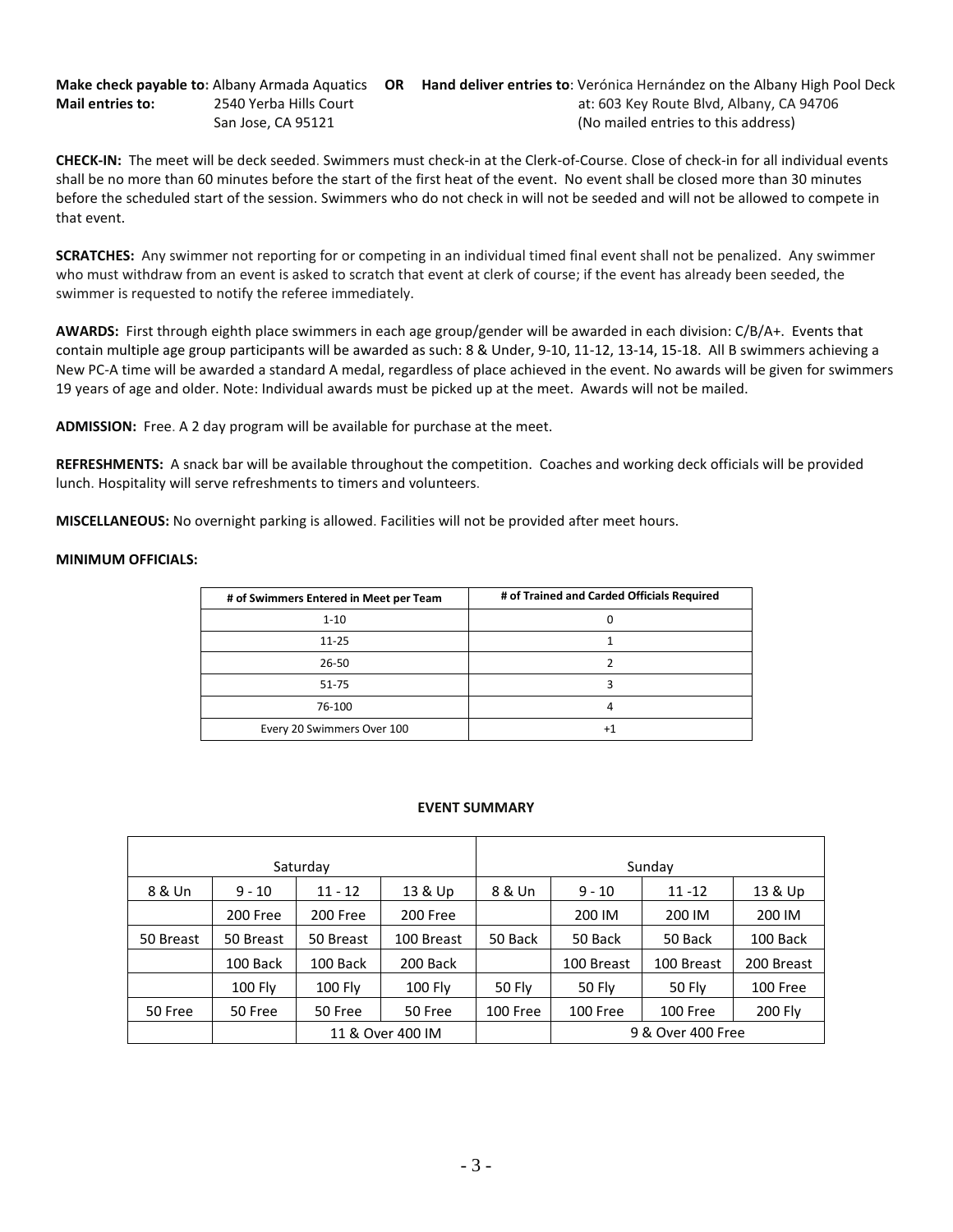**Make check payable to**: Albany Armada Aquatics **OR** **Hand deliver entries to**: Verónica Hernández on the Albany High Pool Deck
**Mail entries to:** 2540 Yerba Hills Court at: 603 Key Route Blvd, Albany, CA 94706
San Jose, CA 95121 (No mailed entries to this address)

**CHECK-IN:** The meet will be deck seeded. Swimmers must check-in at the Clerk-of-Course. Close of check-in for all individual events shall be no more than 60 minutes before the start of the first heat of the event. No event shall be closed more than 30 minutes before the scheduled start of the session. Swimmers who do not check in will not be seeded and will not be allowed to compete in that event.

**SCRATCHES:** Any swimmer not reporting for or competing in an individual timed final event shall not be penalized. Any swimmer who must withdraw from an event is asked to scratch that event at clerk of course; if the event has already been seeded, the swimmer is requested to notify the referee immediately.

**AWARDS:** First through eighth place swimmers in each age group/gender will be awarded in each division: C/B/A+. Events that contain multiple age group participants will be awarded as such: 8 & Under, 9-10, 11-12, 13-14, 15-18. All B swimmers achieving a New PC-A time will be awarded a standard A medal, regardless of place achieved in the event. No awards will be given for swimmers 19 years of age and older. Note: Individual awards must be picked up at the meet. Awards will not be mailed.

**ADMISSION:** Free. A 2 day program will be available for purchase at the meet.

**REFRESHMENTS:** A snack bar will be available throughout the competition. Coaches and working deck officials will be provided lunch. Hospitality will serve refreshments to timers and volunteers.

**MISCELLANEOUS:** No overnight parking is allowed. Facilities will not be provided after meet hours.

**MINIMUM OFFICIALS:**

| # of Swimmers Entered in Meet per Team | # of Trained and Carded Officials Required |
|---|---|
| 1-10 | 0 |
| 11-25 | 1 |
| 26-50 | 2 |
| 51-75 | 3 |
| 76-100 | 4 |
| Every 20 Swimmers Over 100 | +1 |

**EVENT SUMMARY**

| Saturday | | | | Sunday | | | |
|---|---|---|---|---|---|---|---|
| 8 & Un | 9 - 10 | 11 - 12 | 13 & Up | 8 & Un | 9 - 10 | 11 -12 | 13 & Up |
| | 200 Free | 200 Free | 200 Free | | 200 IM | 200 IM | 200 IM |
| 50 Breast | 50 Breast | 50 Breast | 100 Breast | 50 Back | 50 Back | 50 Back | 100 Back |
| | 100 Back | 100 Back | 200 Back | | 100 Breast | 100 Breast | 200 Breast |
| | 100 Fly | 100 Fly | 100 Fly | 50 Fly | 50 Fly | 50 Fly | 100 Free |
| 50 Free | 50 Free | 50 Free | 50 Free | 100 Free | 100 Free | 100 Free | 200 Fly |
| | | 11 & Over 400 IM | | | 9 & Over 400 Free | | |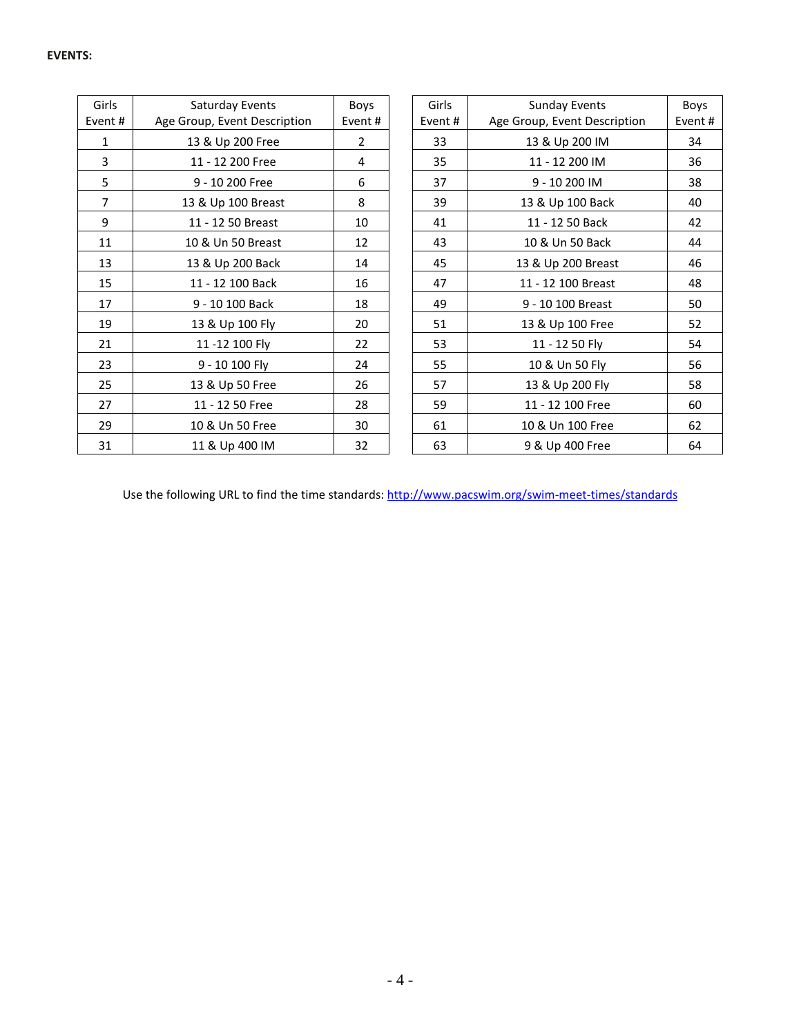**EVENTS:**

| Girls Event # | Saturday Events Age Group, Event Description | Boys Event # |
|---|---|---|
| 1 | 13 & Up 200 Free | 2 |
| 3 | 11 - 12 200 Free | 4 |
| 5 | 9 - 10 200 Free | 6 |
| 7 | 13 & Up 100 Breast | 8 |
| 9 | 11 - 12 50 Breast | 10 |
| 11 | 10 & Un 50 Breast | 12 |
| 13 | 13 & Up 200 Back | 14 |
| 15 | 11 - 12 100 Back | 16 |
| 17 | 9 - 10 100 Back | 18 |
| 19 | 13 & Up 100 Fly | 20 |
| 21 | 11 -12 100 Fly | 22 |
| 23 | 9 - 10 100 Fly | 24 |
| 25 | 13 & Up 50 Free | 26 |
| 27 | 11 - 12 50 Free | 28 |
| 29 | 10 & Un 50 Free | 30 |
| 31 | 11 & Up 400 IM | 32 |

| Girls Event # | Sunday Events Age Group, Event Description | Boys Event # |
|---|---|---|
| 33 | 13 & Up 200 IM | 34 |
| 35 | 11 - 12 200 IM | 36 |
| 37 | 9 - 10 200 IM | 38 |
| 39 | 13 & Up 100 Back | 40 |
| 41 | 11 - 12 50 Back | 42 |
| 43 | 10 & Un 50 Back | 44 |
| 45 | 13 & Up 200 Breast | 46 |
| 47 | 11 - 12 100 Breast | 48 |
| 49 | 9 - 10 100 Breast | 50 |
| 51 | 13 & Up 100 Free | 52 |
| 53 | 11 - 12 50 Fly | 54 |
| 55 | 10 & Un 50 Fly | 56 |
| 57 | 13 & Up 200 Fly | 58 |
| 59 | 11 - 12 100 Free | 60 |
| 61 | 10 & Un 100 Free | 62 |
| 63 | 9 & Up 400 Free | 64 |

Use the following URL to find the time standards: [http://www.pacswim.org/swim-meet-times/standards](http://www.pacswim.org/swim-meet-times/standards)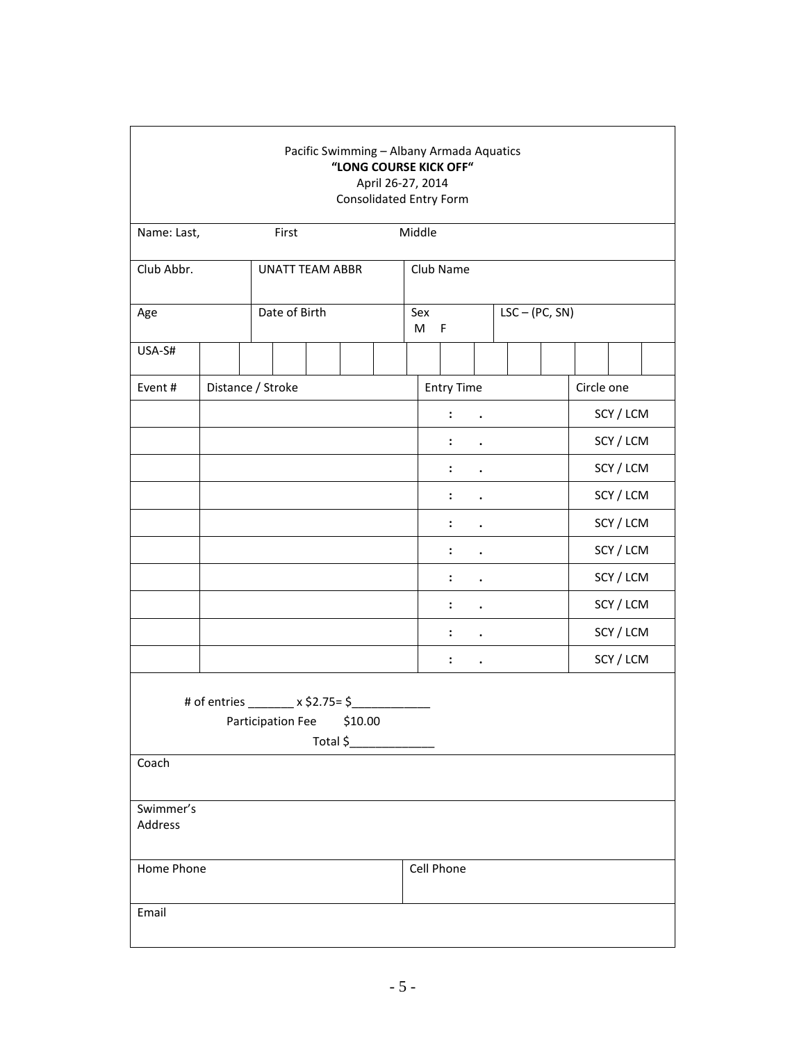Pacific Swimming – Albany Armada Aquatics

**"LONG COURSE KICK OFF"**

April 26-27, 2014

Consolidated Entry Form

Name: Last, First Middle

| Club Abbr. | UNATT TEAM ABBR | Club Name | |
|---|---|---|---|
| Age | Date of Birth | Sex M F | LSC – (PC, SN) |

USA-S#

| Event # | Distance / Stroke | Entry Time | Circle one |
|---|---|---|---|
| | | : . | SCY / LCM |
| | | : . | SCY / LCM |
| | | : . | SCY / LCM |
| | | : . | SCY / LCM |
| | | : . | SCY / LCM |
| | | : . | SCY / LCM |
| | | : . | SCY / LCM |
| | | : . | SCY / LCM |
| | | : . | SCY / LCM |
| | | : . | SCY / LCM |

# of entries _______ x $2.75= $____________

Participation Fee $10.00

Total $_____________

Coach

Swimmer's Address

| Home Phone | Cell Phone |
|---|---|

Email